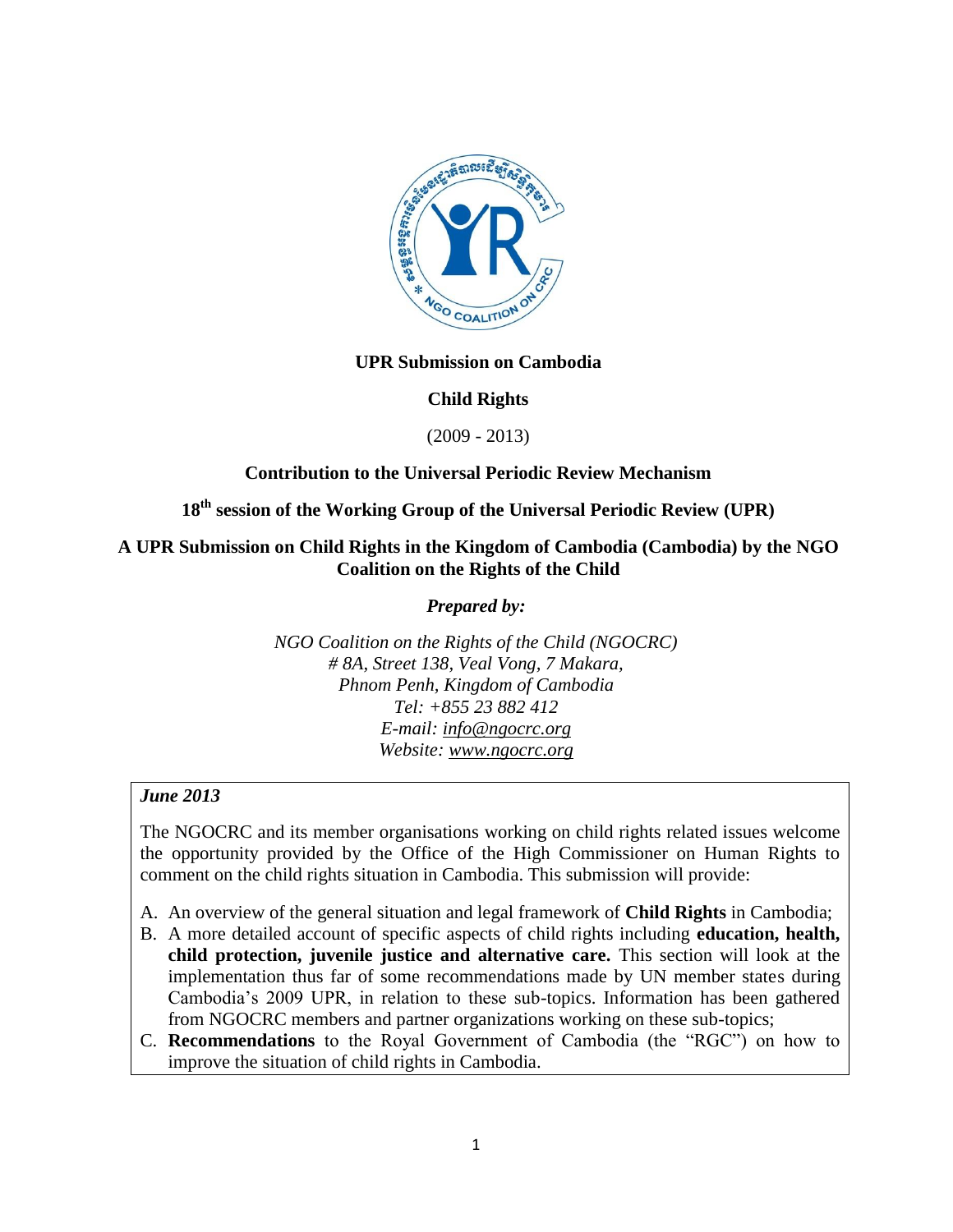**UPR Submission on Cambodia**

**Child Rights**

(2009 - 2013)

**Contribution to the Universal Periodic Review Mechanism**

**18th session of the Working Group of the Universal Periodic Review (UPR)**

**A UPR Submission on Child Rights in the Kingdom of Cambodia (Cambodia) by the NGO Coalition on the Rights of the Child**

***Prepared by:***

*NGO Coalition on the Rights of the Child (NGOCRC)*
*# 8A, Street 138, Veal Vong, 7 Makara,*
*Phnom Penh, Kingdom of Cambodia*
*Tel: +855 23 882 412*
*E-mail: info@ngocrc.org*
*Website: www.ngocrc.org*

***June 2013***

The NGOCRC and its member organisations working on child rights related issues welcome the opportunity provided by the Office of the High Commissioner on Human Rights to comment on the child rights situation in Cambodia. This submission will provide:

A. An overview of the general situation and legal framework of **Child Rights** in Cambodia;
B. A more detailed account of specific aspects of child rights including **education, health, child protection, juvenile justice and alternative care.** This section will look at the implementation thus far of some recommendations made by UN member states during Cambodia's 2009 UPR, in relation to these sub-topics. Information has been gathered from NGOCRC members and partner organizations working on these sub-topics;
C. **Recommendations** to the Royal Government of Cambodia (the "RGC") on how to improve the situation of child rights in Cambodia.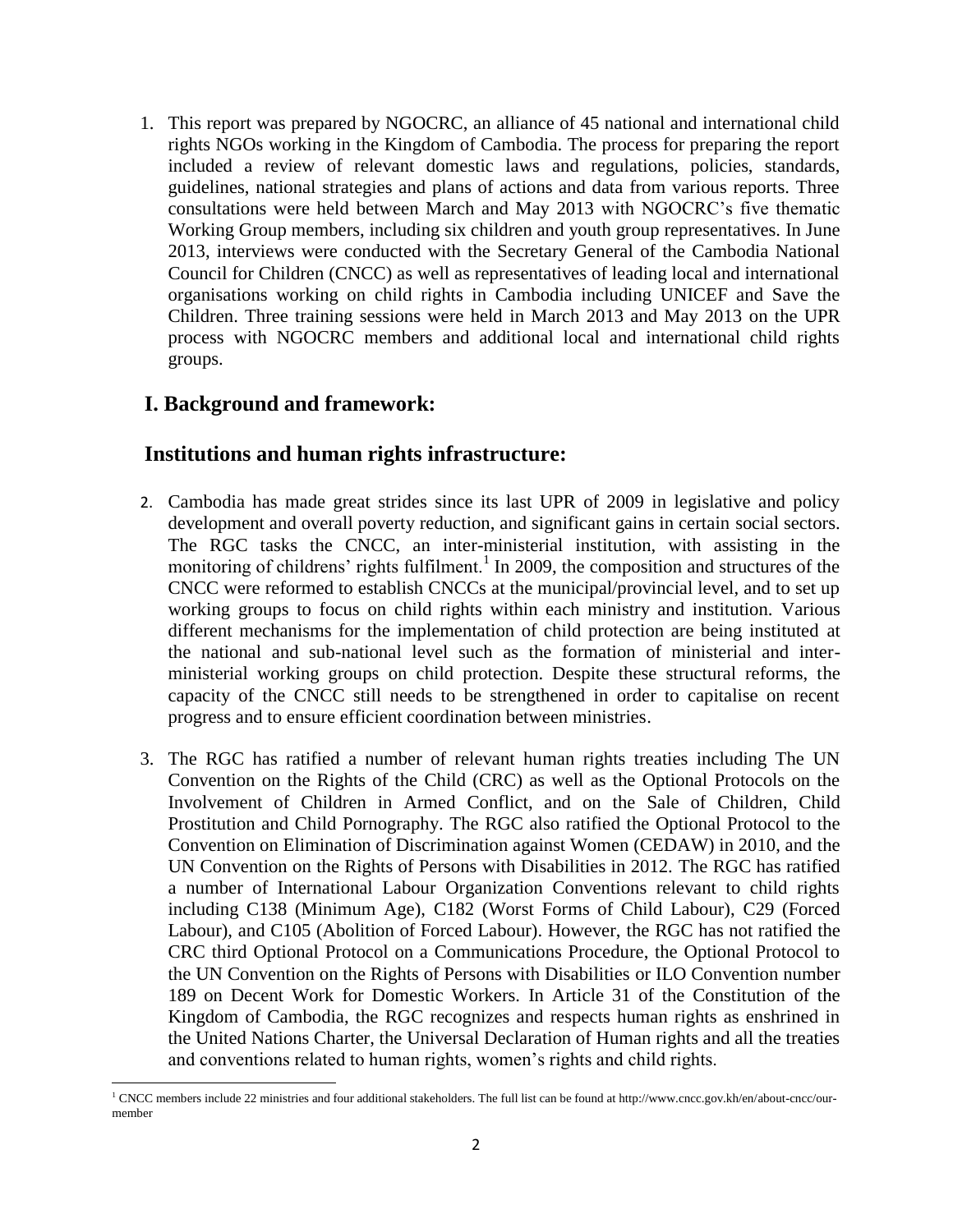1. This report was prepared by NGOCRC, an alliance of 45 national and international child rights NGOs working in the Kingdom of Cambodia. The process for preparing the report included a review of relevant domestic laws and regulations, policies, standards, guidelines, national strategies and plans of actions and data from various reports. Three consultations were held between March and May 2013 with NGOCRC's five thematic Working Group members, including six children and youth group representatives. In June 2013, interviews were conducted with the Secretary General of the Cambodia National Council for Children (CNCC) as well as representatives of leading local and international organisations working on child rights in Cambodia including UNICEF and Save the Children. Three training sessions were held in March 2013 and May 2013 on the UPR process with NGOCRC members and additional local and international child rights groups.

## I. Background and framework:

## Institutions and human rights infrastructure:

2. Cambodia has made great strides since its last UPR of 2009 in legislative and policy development and overall poverty reduction, and significant gains in certain social sectors. The RGC tasks the CNCC, an inter-ministerial institution, with assisting in the monitoring of childrens' rights fulfilment.[1] In 2009, the composition and structures of the CNCC were reformed to establish CNCCs at the municipal/provincial level, and to set up working groups to focus on child rights within each ministry and institution. Various different mechanisms for the implementation of child protection are being instituted at the national and sub-national level such as the formation of ministerial and inter-ministerial working groups on child protection. Despite these structural reforms, the capacity of the CNCC still needs to be strengthened in order to capitalise on recent progress and to ensure efficient coordination between ministries.

3. The RGC has ratified a number of relevant human rights treaties including The UN Convention on the Rights of the Child (CRC) as well as the Optional Protocols on the Involvement of Children in Armed Conflict, and on the Sale of Children, Child Prostitution and Child Pornography. The RGC also ratified the Optional Protocol to the Convention on Elimination of Discrimination against Women (CEDAW) in 2010, and the UN Convention on the Rights of Persons with Disabilities in 2012. The RGC has ratified a number of International Labour Organization Conventions relevant to child rights including C138 (Minimum Age), C182 (Worst Forms of Child Labour), C29 (Forced Labour), and C105 (Abolition of Forced Labour). However, the RGC has not ratified the CRC third Optional Protocol on a Communications Procedure, the Optional Protocol to the UN Convention on the Rights of Persons with Disabilities or ILO Convention number 189 on Decent Work for Domestic Workers. In Article 31 of the Constitution of the Kingdom of Cambodia, the RGC recognizes and respects human rights as enshrined in the United Nations Charter, the Universal Declaration of Human rights and all the treaties and conventions related to human rights, women's rights and child rights.

[1] CNCC members include 22 ministries and four additional stakeholders. The full list can be found at http://www.cncc.gov.kh/en/about-cncc/our-member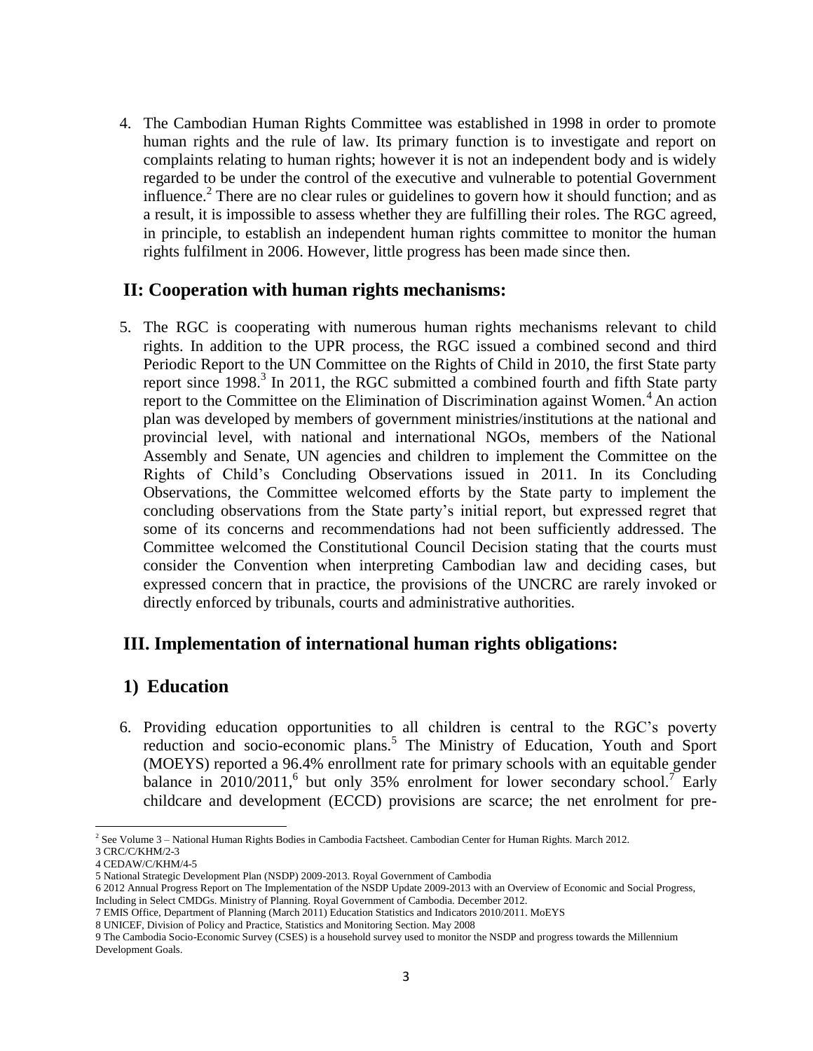4. The Cambodian Human Rights Committee was established in 1998 in order to promote human rights and the rule of law. Its primary function is to investigate and report on complaints relating to human rights; however it is not an independent body and is widely regarded to be under the control of the executive and vulnerable to potential Government influence.[2] There are no clear rules or guidelines to govern how it should function; and as a result, it is impossible to assess whether they are fulfilling their roles. The RGC agreed, in principle, to establish an independent human rights committee to monitor the human rights fulfilment in 2006. However, little progress has been made since then.

## II: Cooperation with human rights mechanisms:

5. The RGC is cooperating with numerous human rights mechanisms relevant to child rights. In addition to the UPR process, the RGC issued a combined second and third Periodic Report to the UN Committee on the Rights of Child in 2010, the first State party report since 1998.[3] In 2011, the RGC submitted a combined fourth and fifth State party report to the Committee on the Elimination of Discrimination against Women.[4] An action plan was developed by members of government ministries/institutions at the national and provincial level, with national and international NGOs, members of the National Assembly and Senate, UN agencies and children to implement the Committee on the Rights of Child's Concluding Observations issued in 2011. In its Concluding Observations, the Committee welcomed efforts by the State party to implement the concluding observations from the State party's initial report, but expressed regret that some of its concerns and recommendations had not been sufficiently addressed. The Committee welcomed the Constitutional Council Decision stating that the courts must consider the Convention when interpreting Cambodian law and deciding cases, but expressed concern that in practice, the provisions of the UNCRC are rarely invoked or directly enforced by tribunals, courts and administrative authorities.

## III. Implementation of international human rights obligations:

### 1) Education

6. Providing education opportunities to all children is central to the RGC's poverty reduction and socio-economic plans.[5] The Ministry of Education, Youth and Sport (MOEYS) reported a 96.4% enrollment rate for primary schools with an equitable gender balance in 2010/2011,[6] but only 35% enrolment for lower secondary school.[7] Early childcare and development (ECCD) provisions are scarce; the net enrolment for pre-

---

[2] See Volume 3 – National Human Rights Bodies in Cambodia Factsheet. Cambodian Center for Human Rights. March 2012.

[3] CRC/C/KHM/2-3

[4] CEDAW/C/KHM/4-5

[5] National Strategic Development Plan (NSDP) 2009-2013. Royal Government of Cambodia

[6] 2012 Annual Progress Report on The Implementation of the NSDP Update 2009-2013 with an Overview of Economic and Social Progress, Including in Select CMDGs. Ministry of Planning. Royal Government of Cambodia. December 2012.

[7] EMIS Office, Department of Planning (March 2011) Education Statistics and Indicators 2010/2011. MoEYS

[8] UNICEF, Division of Policy and Practice, Statistics and Monitoring Section. May 2008

[9] The Cambodia Socio-Economic Survey (CSES) is a household survey used to monitor the NSDP and progress towards the Millennium Development Goals.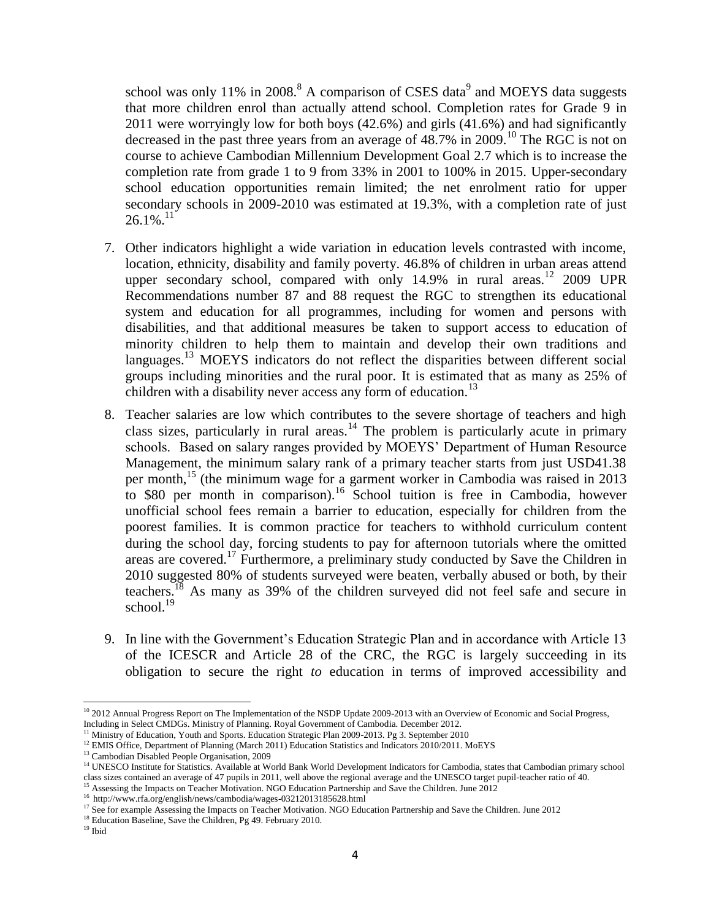school was only 11% in 2008.[8] A comparison of CSES data[9] and MOEYS data suggests that more children enrol than actually attend school. Completion rates for Grade 9 in 2011 were worryingly low for both boys (42.6%) and girls (41.6%) and had significantly decreased in the past three years from an average of 48.7% in 2009.[10] The RGC is not on course to achieve Cambodian Millennium Development Goal 2.7 which is to increase the completion rate from grade 1 to 9 from 33% in 2001 to 100% in 2015. Upper-secondary school education opportunities remain limited; the net enrolment ratio for upper secondary schools in 2009-2010 was estimated at 19.3%, with a completion rate of just 26.1%.[11]

7. Other indicators highlight a wide variation in education levels contrasted with income, location, ethnicity, disability and family poverty. 46.8% of children in urban areas attend upper secondary school, compared with only 14.9% in rural areas.[12] 2009 UPR Recommendations number 87 and 88 request the RGC to strengthen its educational system and education for all programmes, including for women and persons with disabilities, and that additional measures be taken to support access to education of minority children to help them to maintain and develop their own traditions and languages.[13] MOEYS indicators do not reflect the disparities between different social groups including minorities and the rural poor. It is estimated that as many as 25% of children with a disability never access any form of education.[13]

8. Teacher salaries are low which contributes to the severe shortage of teachers and high class sizes, particularly in rural areas.[14] The problem is particularly acute in primary schools. Based on salary ranges provided by MOEYS' Department of Human Resource Management, the minimum salary rank of a primary teacher starts from just USD41.38 per month,[15] (the minimum wage for a garment worker in Cambodia was raised in 2013 to $80 per month in comparison).[16] School tuition is free in Cambodia, however unofficial school fees remain a barrier to education, especially for children from the poorest families. It is common practice for teachers to withhold curriculum content during the school day, forcing students to pay for afternoon tutorials where the omitted areas are covered.[17] Furthermore, a preliminary study conducted by Save the Children in 2010 suggested 80% of students surveyed were beaten, verbally abused or both, by their teachers.[18] As many as 39% of the children surveyed did not feel safe and secure in school.[19]

9. In line with the Government's Education Strategic Plan and in accordance with Article 13 of the ICESCR and Article 28 of the CRC, the RGC is largely succeeding in its obligation to secure the right *to* education in terms of improved accessibility and

---

[10] 2012 Annual Progress Report on The Implementation of the NSDP Update 2009-2013 with an Overview of Economic and Social Progress, Including in Select CMDGs. Ministry of Planning. Royal Government of Cambodia. December 2012.

[11] Ministry of Education, Youth and Sports. Education Strategic Plan 2009-2013. Pg 3. September 2010

[12] EMIS Office, Department of Planning (March 2011) Education Statistics and Indicators 2010/2011. MoEYS

[13] Cambodian Disabled People Organisation, 2009

[14] UNESCO Institute for Statistics. Available at World Bank World Development Indicators for Cambodia, states that Cambodian primary school class sizes contained an average of 47 pupils in 2011, well above the regional average and the UNESCO target pupil-teacher ratio of 40.

[15] Assessing the Impacts on Teacher Motivation. NGO Education Partnership and Save the Children. June 2012

[16] http://www.rfa.org/english/news/cambodia/wages-03212013185628.html

[17] See for example Assessing the Impacts on Teacher Motivation. NGO Education Partnership and Save the Children. June 2012

[18] Education Baseline, Save the Children, Pg 49. February 2010.

[19] Ibid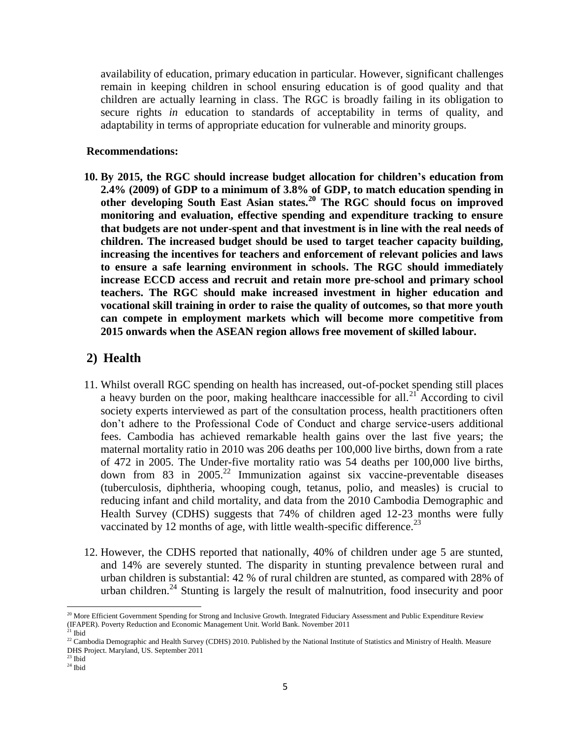availability of education, primary education in particular. However, significant challenges remain in keeping children in school ensuring education is of good quality and that children are actually learning in class. The RGC is broadly failing in its obligation to secure rights *in* education to standards of acceptability in terms of quality, and adaptability in terms of appropriate education for vulnerable and minority groups.

**Recommendations:**

**10. By 2015, the RGC should increase budget allocation for children's education from 2.4% (2009) of GDP to a minimum of 3.8% of GDP, to match education spending in other developing South East Asian states.[20] The RGC should focus on improved monitoring and evaluation, effective spending and expenditure tracking to ensure that budgets are not under-spent and that investment is in line with the real needs of children. The increased budget should be used to target teacher capacity building, increasing the incentives for teachers and enforcement of relevant policies and laws to ensure a safe learning environment in schools. The RGC should immediately increase ECCD access and recruit and retain more pre-school and primary school teachers. The RGC should make increased investment in higher education and vocational skill training in order to raise the quality of outcomes, so that more youth can compete in employment markets which will become more competitive from 2015 onwards when the ASEAN region allows free movement of skilled labour.**

## 2) Health

11. Whilst overall RGC spending on health has increased, out-of-pocket spending still places a heavy burden on the poor, making healthcare inaccessible for all.[21] According to civil society experts interviewed as part of the consultation process, health practitioners often don't adhere to the Professional Code of Conduct and charge service-users additional fees. Cambodia has achieved remarkable health gains over the last five years; the maternal mortality ratio in 2010 was 206 deaths per 100,000 live births, down from a rate of 472 in 2005. The Under-five mortality ratio was 54 deaths per 100,000 live births, down from 83 in 2005.[22] Immunization against six vaccine-preventable diseases (tuberculosis, diphtheria, whooping cough, tetanus, polio, and measles) is crucial to reducing infant and child mortality, and data from the 2010 Cambodia Demographic and Health Survey (CDHS) suggests that 74% of children aged 12-23 months were fully vaccinated by 12 months of age, with little wealth-specific difference.[23]

12. However, the CDHS reported that nationally, 40% of children under age 5 are stunted, and 14% are severely stunted. The disparity in stunting prevalence between rural and urban children is substantial: 42 % of rural children are stunted, as compared with 28% of urban children.[24] Stunting is largely the result of malnutrition, food insecurity and poor

---

[20] More Efficient Government Spending for Strong and Inclusive Growth. Integrated Fiduciary Assessment and Public Expenditure Review (IFAPER). Poverty Reduction and Economic Management Unit. World Bank. November 2011

[21] Ibid

[22] Cambodia Demographic and Health Survey (CDHS) 2010. Published by the National Institute of Statistics and Ministry of Health. Measure DHS Project. Maryland, US. September 2011

[23] Ibid

[24] Ibid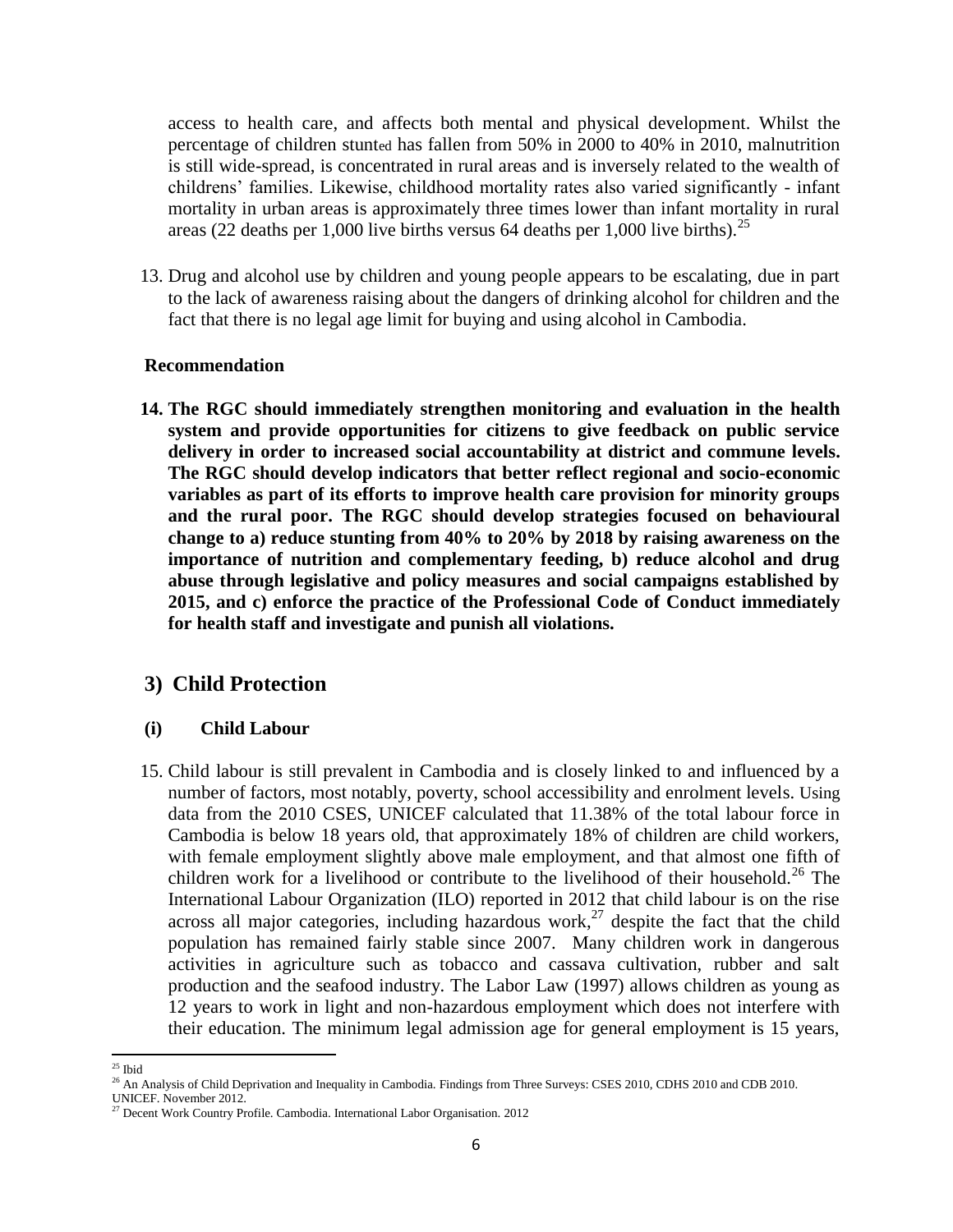access to health care, and affects both mental and physical development. Whilst the percentage of children stunted has fallen from 50% in 2000 to 40% in 2010, malnutrition is still wide-spread, is concentrated in rural areas and is inversely related to the wealth of childrens' families. Likewise, childhood mortality rates also varied significantly - infant mortality in urban areas is approximately three times lower than infant mortality in rural areas (22 deaths per 1,000 live births versus 64 deaths per 1,000 live births).[25]

13. Drug and alcohol use by children and young people appears to be escalating, due in part to the lack of awareness raising about the dangers of drinking alcohol for children and the fact that there is no legal age limit for buying and using alcohol in Cambodia.

**Recommendation**

**14. The RGC should immediately strengthen monitoring and evaluation in the health system and provide opportunities for citizens to give feedback on public service delivery in order to increased social accountability at district and commune levels. The RGC should develop indicators that better reflect regional and socio-economic variables as part of its efforts to improve health care provision for minority groups and the rural poor. The RGC should develop strategies focused on behavioural change to a) reduce stunting from 40% to 20% by 2018 by raising awareness on the importance of nutrition and complementary feeding, b) reduce alcohol and drug abuse through legislative and policy measures and social campaigns established by 2015, and c) enforce the practice of the Professional Code of Conduct immediately for health staff and investigate and punish all violations.**

## 3) Child Protection

### (i) Child Labour

15. Child labour is still prevalent in Cambodia and is closely linked to and influenced by a number of factors, most notably, poverty, school accessibility and enrolment levels. Using data from the 2010 CSES, UNICEF calculated that 11.38% of the total labour force in Cambodia is below 18 years old, that approximately 18% of children are child workers, with female employment slightly above male employment, and that almost one fifth of children work for a livelihood or contribute to the livelihood of their household.[26] The International Labour Organization (ILO) reported in 2012 that child labour is on the rise across all major categories, including hazardous work,[27] despite the fact that the child population has remained fairly stable since 2007. Many children work in dangerous activities in agriculture such as tobacco and cassava cultivation, rubber and salt production and the seafood industry. The Labor Law (1997) allows children as young as 12 years to work in light and non-hazardous employment which does not interfere with their education. The minimum legal admission age for general employment is 15 years,

---

[25] Ibid

[26] An Analysis of Child Deprivation and Inequality in Cambodia. Findings from Three Surveys: CSES 2010, CDHS 2010 and CDB 2010. UNICEF. November 2012.

[27] Decent Work Country Profile. Cambodia. International Labor Organisation. 2012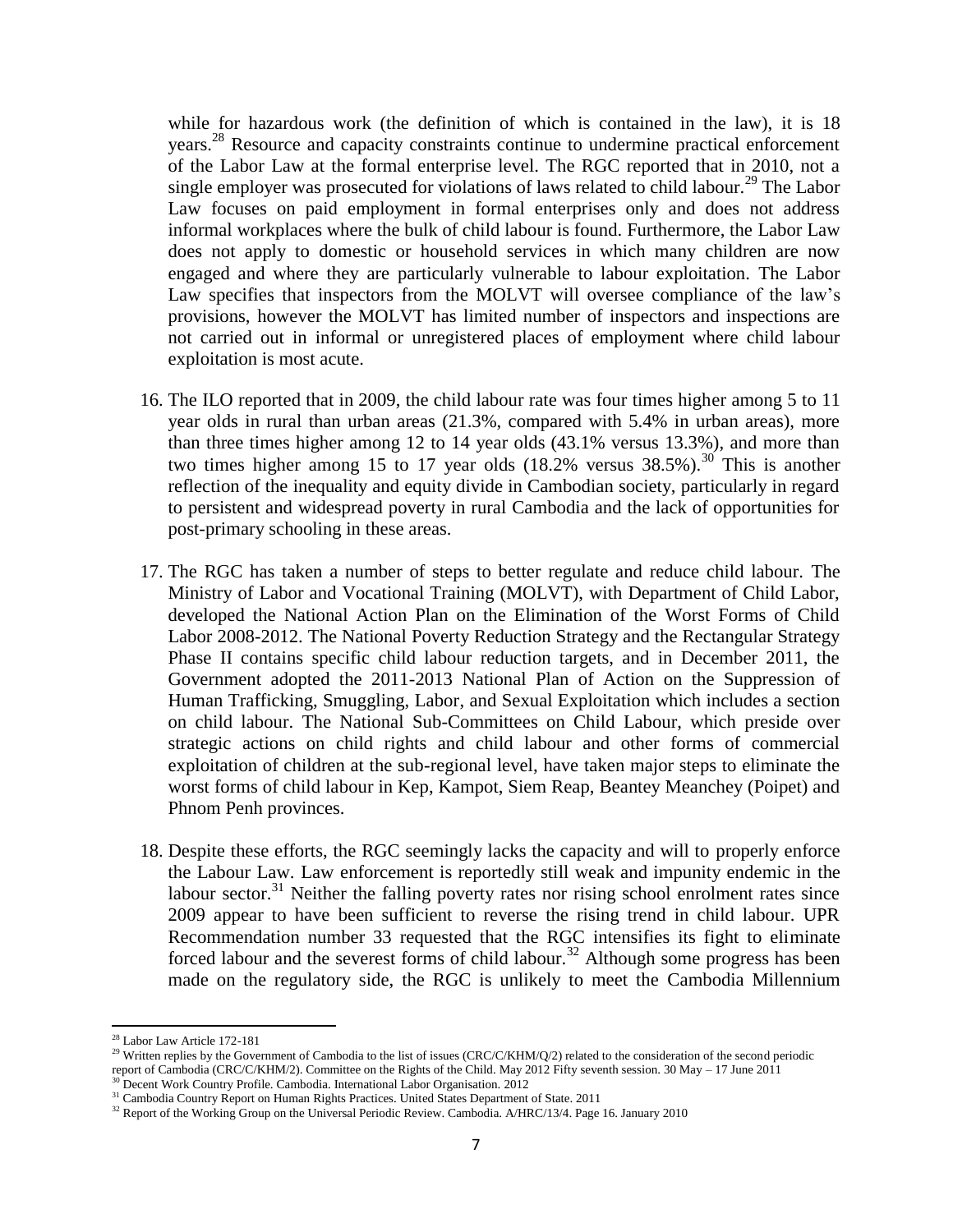while for hazardous work (the definition of which is contained in the law), it is 18 years.[28] Resource and capacity constraints continue to undermine practical enforcement of the Labor Law at the formal enterprise level. The RGC reported that in 2010, not a single employer was prosecuted for violations of laws related to child labour.[29] The Labor Law focuses on paid employment in formal enterprises only and does not address informal workplaces where the bulk of child labour is found. Furthermore, the Labor Law does not apply to domestic or household services in which many children are now engaged and where they are particularly vulnerable to labour exploitation. The Labor Law specifies that inspectors from the MOLVT will oversee compliance of the law's provisions, however the MOLVT has limited number of inspectors and inspections are not carried out in informal or unregistered places of employment where child labour exploitation is most acute.

16. The ILO reported that in 2009, the child labour rate was four times higher among 5 to 11 year olds in rural than urban areas (21.3%, compared with 5.4% in urban areas), more than three times higher among 12 to 14 year olds (43.1% versus 13.3%), and more than two times higher among 15 to 17 year olds (18.2% versus 38.5%).[30] This is another reflection of the inequality and equity divide in Cambodian society, particularly in regard to persistent and widespread poverty in rural Cambodia and the lack of opportunities for post-primary schooling in these areas.

17. The RGC has taken a number of steps to better regulate and reduce child labour. The Ministry of Labor and Vocational Training (MOLVT), with Department of Child Labor, developed the National Action Plan on the Elimination of the Worst Forms of Child Labor 2008-2012. The National Poverty Reduction Strategy and the Rectangular Strategy Phase II contains specific child labour reduction targets, and in December 2011, the Government adopted the 2011-2013 National Plan of Action on the Suppression of Human Trafficking, Smuggling, Labor, and Sexual Exploitation which includes a section on child labour. The National Sub-Committees on Child Labour, which preside over strategic actions on child rights and child labour and other forms of commercial exploitation of children at the sub-regional level, have taken major steps to eliminate the worst forms of child labour in Kep, Kampot, Siem Reap, Beantey Meanchey (Poipet) and Phnom Penh provinces.

18. Despite these efforts, the RGC seemingly lacks the capacity and will to properly enforce the Labour Law. Law enforcement is reportedly still weak and impunity endemic in the labour sector.[31] Neither the falling poverty rates nor rising school enrolment rates since 2009 appear to have been sufficient to reverse the rising trend in child labour. UPR Recommendation number 33 requested that the RGC intensifies its fight to eliminate forced labour and the severest forms of child labour.[32] Although some progress has been made on the regulatory side, the RGC is unlikely to meet the Cambodia Millennium

---

[28] Labor Law Article 172-181

[29] Written replies by the Government of Cambodia to the list of issues (CRC/C/KHM/Q/2) related to the consideration of the second periodic report of Cambodia (CRC/C/KHM/2). Committee on the Rights of the Child. May 2012 Fifty seventh session. 30 May – 17 June 2011

[30] Decent Work Country Profile. Cambodia. International Labor Organisation. 2012

[31] Cambodia Country Report on Human Rights Practices. United States Department of State. 2011

[32] Report of the Working Group on the Universal Periodic Review. Cambodia. A/HRC/13/4. Page 16. January 2010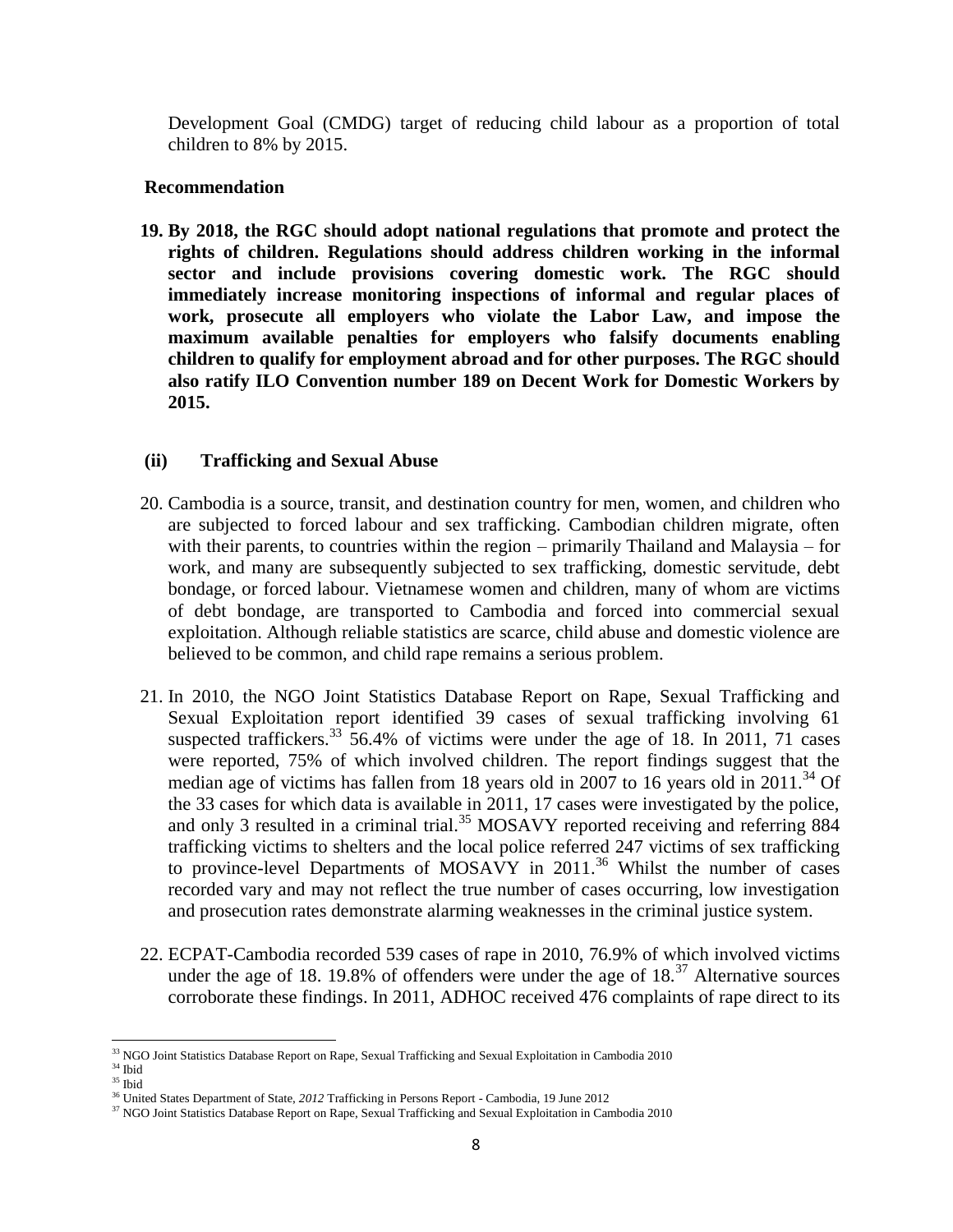Development Goal (CMDG) target of reducing child labour as a proportion of total children to 8% by 2015.

**Recommendation**

**19. By 2018, the RGC should adopt national regulations that promote and protect the rights of children. Regulations should address children working in the informal sector and include provisions covering domestic work. The RGC should immediately increase monitoring inspections of informal and regular places of work, prosecute all employers who violate the Labor Law, and impose the maximum available penalties for employers who falsify documents enabling children to qualify for employment abroad and for other purposes. The RGC should also ratify ILO Convention number 189 on Decent Work for Domestic Workers by 2015.**

### (ii) Trafficking and Sexual Abuse

20. Cambodia is a source, transit, and destination country for men, women, and children who are subjected to forced labour and sex trafficking. Cambodian children migrate, often with their parents, to countries within the region – primarily Thailand and Malaysia – for work, and many are subsequently subjected to sex trafficking, domestic servitude, debt bondage, or forced labour. Vietnamese women and children, many of whom are victims of debt bondage, are transported to Cambodia and forced into commercial sexual exploitation. Although reliable statistics are scarce, child abuse and domestic violence are believed to be common, and child rape remains a serious problem.

21. In 2010, the NGO Joint Statistics Database Report on Rape, Sexual Trafficking and Sexual Exploitation report identified 39 cases of sexual trafficking involving 61 suspected traffickers.[33] 56.4% of victims were under the age of 18. In 2011, 71 cases were reported, 75% of which involved children. The report findings suggest that the median age of victims has fallen from 18 years old in 2007 to 16 years old in 2011.[34] Of the 33 cases for which data is available in 2011, 17 cases were investigated by the police, and only 3 resulted in a criminal trial.[35] MOSAVY reported receiving and referring 884 trafficking victims to shelters and the local police referred 247 victims of sex trafficking to province-level Departments of MOSAVY in 2011.[36] Whilst the number of cases recorded vary and may not reflect the true number of cases occurring, low investigation and prosecution rates demonstrate alarming weaknesses in the criminal justice system.

22. ECPAT-Cambodia recorded 539 cases of rape in 2010, 76.9% of which involved victims under the age of 18. 19.8% of offenders were under the age of 18.[37] Alternative sources corroborate these findings. In 2011, ADHOC received 476 complaints of rape direct to its

---

[33] NGO Joint Statistics Database Report on Rape, Sexual Trafficking and Sexual Exploitation in Cambodia 2010

[34] Ibid

[35] Ibid

[36] United States Department of State, *2012* Trafficking in Persons Report - Cambodia, 19 June 2012

[37] NGO Joint Statistics Database Report on Rape, Sexual Trafficking and Sexual Exploitation in Cambodia 2010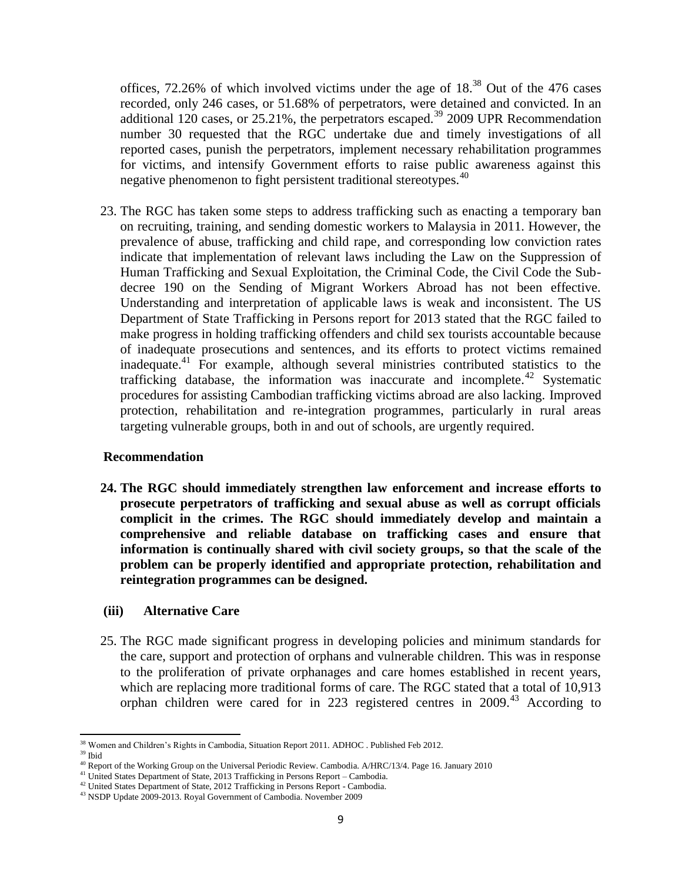offices, 72.26% of which involved victims under the age of 18.[38] Out of the 476 cases recorded, only 246 cases, or 51.68% of perpetrators, were detained and convicted. In an additional 120 cases, or 25.21%, the perpetrators escaped.[39] 2009 UPR Recommendation number 30 requested that the RGC undertake due and timely investigations of all reported cases, punish the perpetrators, implement necessary rehabilitation programmes for victims, and intensify Government efforts to raise public awareness against this negative phenomenon to fight persistent traditional stereotypes.[40]

23. The RGC has taken some steps to address trafficking such as enacting a temporary ban on recruiting, training, and sending domestic workers to Malaysia in 2011. However, the prevalence of abuse, trafficking and child rape, and corresponding low conviction rates indicate that implementation of relevant laws including the Law on the Suppression of Human Trafficking and Sexual Exploitation, the Criminal Code, the Civil Code the Sub-decree 190 on the Sending of Migrant Workers Abroad has not been effective. Understanding and interpretation of applicable laws is weak and inconsistent. The US Department of State Trafficking in Persons report for 2013 stated that the RGC failed to make progress in holding trafficking offenders and child sex tourists accountable because of inadequate prosecutions and sentences, and its efforts to protect victims remained inadequate.[41] For example, although several ministries contributed statistics to the trafficking database, the information was inaccurate and incomplete.[42] Systematic procedures for assisting Cambodian trafficking victims abroad are also lacking. Improved protection, rehabilitation and re-integration programmes, particularly in rural areas targeting vulnerable groups, both in and out of schools, are urgently required.

**Recommendation**

24. **The RGC should immediately strengthen law enforcement and increase efforts to prosecute perpetrators of trafficking and sexual abuse as well as corrupt officials complicit in the crimes. The RGC should immediately develop and maintain a comprehensive and reliable database on trafficking cases and ensure that information is continually shared with civil society groups, so that the scale of the problem can be properly identified and appropriate protection, rehabilitation and reintegration programmes can be designed.**

**(iii) Alternative Care**

25. The RGC made significant progress in developing policies and minimum standards for the care, support and protection of orphans and vulnerable children. This was in response to the proliferation of private orphanages and care homes established in recent years, which are replacing more traditional forms of care. The RGC stated that a total of 10,913 orphan children were cared for in 223 registered centres in 2009.[43] According to

---

[38] Women and Children's Rights in Cambodia, Situation Report 2011. ADHOC . Published Feb 2012.

[39] Ibid

[40] Report of the Working Group on the Universal Periodic Review. Cambodia. A/HRC/13/4. Page 16. January 2010

[41] United States Department of State, 2013 Trafficking in Persons Report – Cambodia.

[42] United States Department of State, 2012 Trafficking in Persons Report - Cambodia.

[43] NSDP Update 2009-2013. Royal Government of Cambodia. November 2009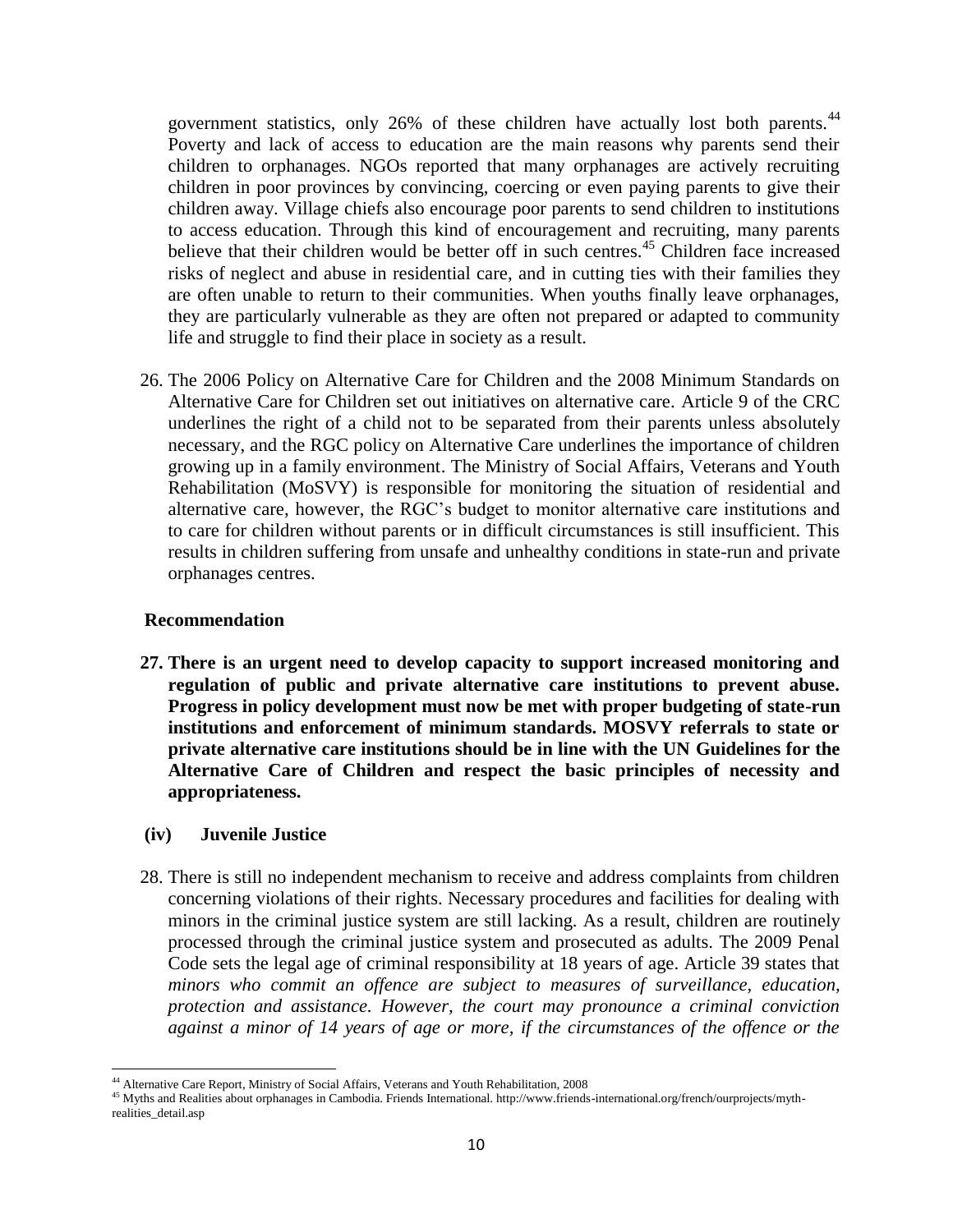government statistics, only 26% of these children have actually lost both parents.[44] Poverty and lack of access to education are the main reasons why parents send their children to orphanages. NGOs reported that many orphanages are actively recruiting children in poor provinces by convincing, coercing or even paying parents to give their children away. Village chiefs also encourage poor parents to send children to institutions to access education. Through this kind of encouragement and recruiting, many parents believe that their children would be better off in such centres.[45] Children face increased risks of neglect and abuse in residential care, and in cutting ties with their families they are often unable to return to their communities. When youths finally leave orphanages, they are particularly vulnerable as they are often not prepared or adapted to community life and struggle to find their place in society as a result.

26. The 2006 Policy on Alternative Care for Children and the 2008 Minimum Standards on Alternative Care for Children set out initiatives on alternative care. Article 9 of the CRC underlines the right of a child not to be separated from their parents unless absolutely necessary, and the RGC policy on Alternative Care underlines the importance of children growing up in a family environment. The Ministry of Social Affairs, Veterans and Youth Rehabilitation (MoSVY) is responsible for monitoring the situation of residential and alternative care, however, the RGC's budget to monitor alternative care institutions and to care for children without parents or in difficult circumstances is still insufficient. This results in children suffering from unsafe and unhealthy conditions in state-run and private orphanages centres.

**Recommendation**

**27. There is an urgent need to develop capacity to support increased monitoring and regulation of public and private alternative care institutions to prevent abuse. Progress in policy development must now be met with proper budgeting of state-run institutions and enforcement of minimum standards. MOSVY referrals to state or private alternative care institutions should be in line with the UN Guidelines for the Alternative Care of Children and respect the basic principles of necessity and appropriateness.**

**(iv) Juvenile Justice**

28. There is still no independent mechanism to receive and address complaints from children concerning violations of their rights. Necessary procedures and facilities for dealing with minors in the criminal justice system are still lacking. As a result, children are routinely processed through the criminal justice system and prosecuted as adults. The 2009 Penal Code sets the legal age of criminal responsibility at 18 years of age. Article 39 states that *minors who commit an offence are subject to measures of surveillance, education, protection and assistance. However, the court may pronounce a criminal conviction against a minor of 14 years of age or more, if the circumstances of the offence or the*

[44] Alternative Care Report, Ministry of Social Affairs, Veterans and Youth Rehabilitation, 2008

[45] Myths and Realities about orphanages in Cambodia. Friends International. http://www.friends-international.org/french/ourprojects/myth-realities_detail.asp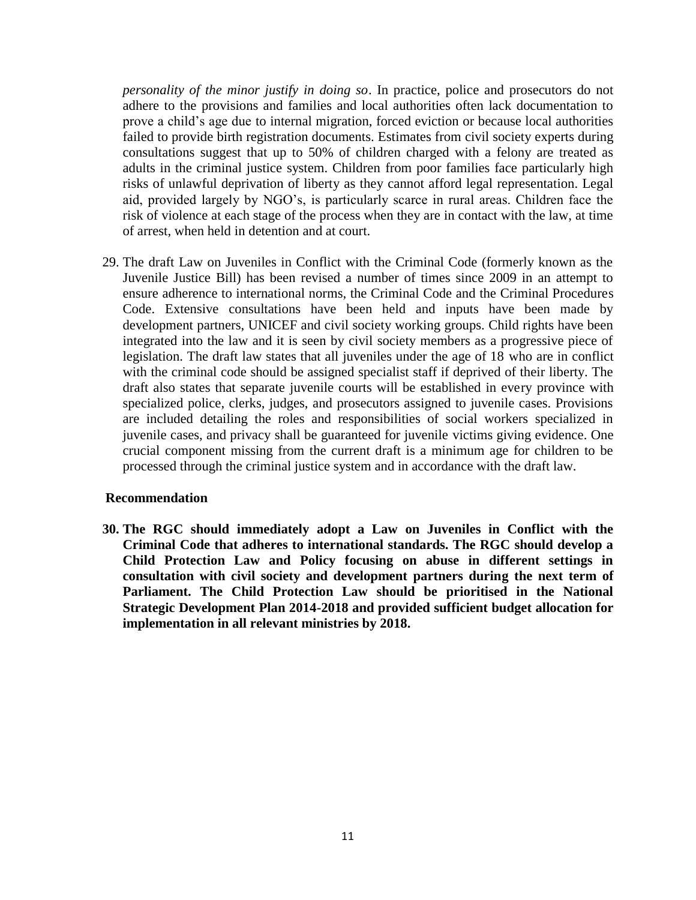*personality of the minor justify in doing so*. In practice, police and prosecutors do not adhere to the provisions and families and local authorities often lack documentation to prove a child's age due to internal migration, forced eviction or because local authorities failed to provide birth registration documents. Estimates from civil society experts during consultations suggest that up to 50% of children charged with a felony are treated as adults in the criminal justice system. Children from poor families face particularly high risks of unlawful deprivation of liberty as they cannot afford legal representation. Legal aid, provided largely by NGO's, is particularly scarce in rural areas. Children face the risk of violence at each stage of the process when they are in contact with the law, at time of arrest, when held in detention and at court.

29. The draft Law on Juveniles in Conflict with the Criminal Code (formerly known as the Juvenile Justice Bill) has been revised a number of times since 2009 in an attempt to ensure adherence to international norms, the Criminal Code and the Criminal Procedures Code. Extensive consultations have been held and inputs have been made by development partners, UNICEF and civil society working groups. Child rights have been integrated into the law and it is seen by civil society members as a progressive piece of legislation. The draft law states that all juveniles under the age of 18 who are in conflict with the criminal code should be assigned specialist staff if deprived of their liberty. The draft also states that separate juvenile courts will be established in every province with specialized police, clerks, judges, and prosecutors assigned to juvenile cases. Provisions are included detailing the roles and responsibilities of social workers specialized in juvenile cases, and privacy shall be guaranteed for juvenile victims giving evidence. One crucial component missing from the current draft is a minimum age for children to be processed through the criminal justice system and in accordance with the draft law.

**Recommendation**

**30. The RGC should immediately adopt a Law on Juveniles in Conflict with the Criminal Code that adheres to international standards. The RGC should develop a Child Protection Law and Policy focusing on abuse in different settings in consultation with civil society and development partners during the next term of Parliament. The Child Protection Law should be prioritised in the National Strategic Development Plan 2014-2018 and provided sufficient budget allocation for implementation in all relevant ministries by 2018.**